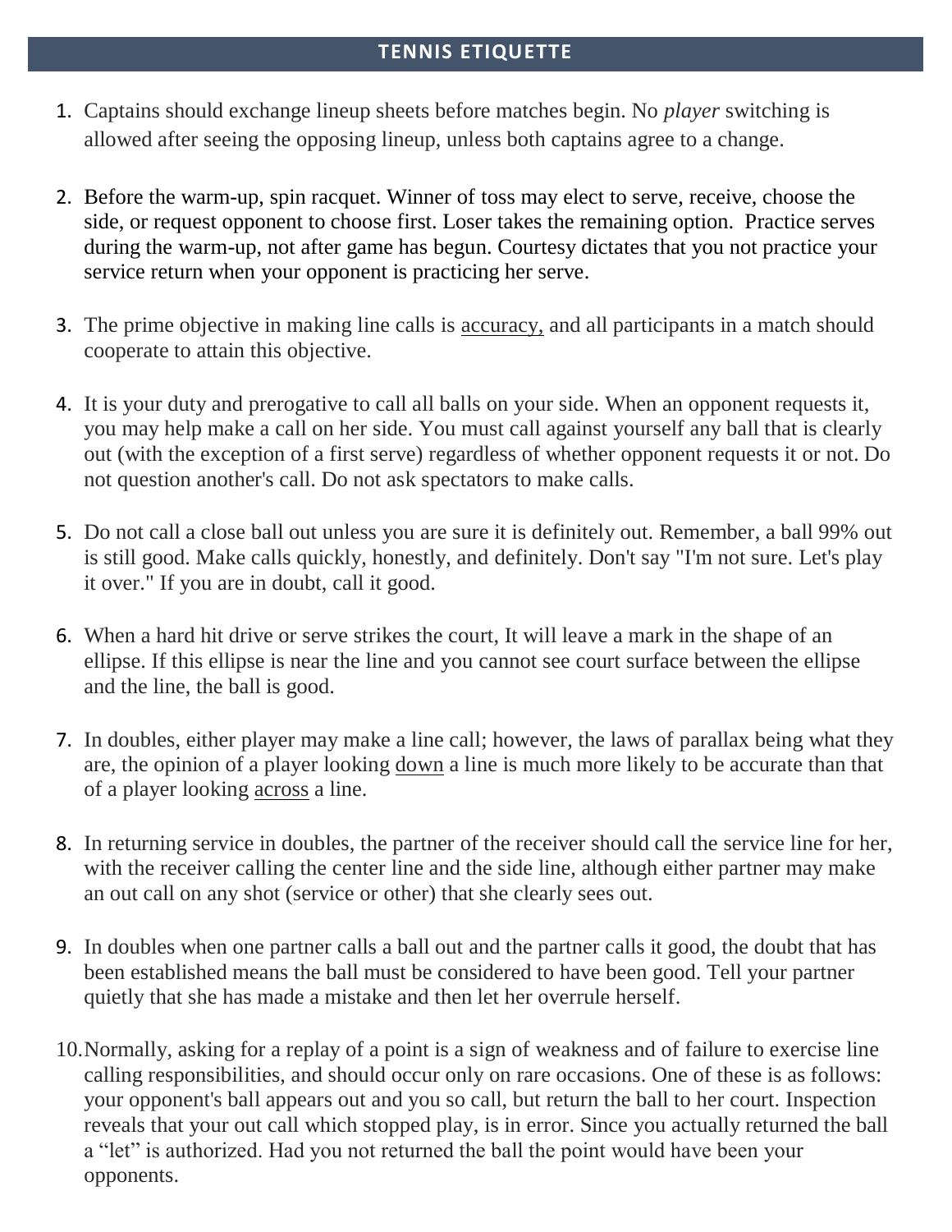# TENNIS ETIQUETTE

1. Captains should exchange lineup sheets before matches begin. No *player* switching is allowed after seeing the opposing lineup, unless both captains agree to a change.

2. Before the warm-up, spin racquet. Winner of toss may elect to serve, receive, choose the side, or request opponent to choose first. Loser takes the remaining option. Practice serves during the warm-up, not after game has begun. Courtesy dictates that you not practice your service return when your opponent is practicing her serve.

3. The prime objective in making line calls is <u>accuracy,</u> and all participants in a match should cooperate to attain this objective.

4. It is your duty and prerogative to call all balls on your side. When an opponent requests it, you may help make a call on her side. You must call against yourself any ball that is clearly out (with the exception of a first serve) regardless of whether opponent requests it or not. Do not question another's call. Do not ask spectators to make calls.

5. Do not call a close ball out unless you are sure it is definitely out. Remember, a ball 99% out is still good. Make calls quickly, honestly, and definitely. Don't say "I'm not sure. Let's play it over." If you are in doubt, call it good.

6. When a hard hit drive or serve strikes the court, It will leave a mark in the shape of an ellipse. If this ellipse is near the line and you cannot see court surface between the ellipse and the line, the ball is good.

7. In doubles, either player may make a line call; however, the laws of parallax being what they are, the opinion of a player looking <u>down</u> a line is much more likely to be accurate than that of a player looking <u>across</u> a line.

8. In returning service in doubles, the partner of the receiver should call the service line for her, with the receiver calling the center line and the side line, although either partner may make an out call on any shot (service or other) that she clearly sees out.

9. In doubles when one partner calls a ball out and the partner calls it good, the doubt that has been established means the ball must be considered to have been good. Tell your partner quietly that she has made a mistake and then let her overrule herself.

10. Normally, asking for a replay of a point is a sign of weakness and of failure to exercise line calling responsibilities, and should occur only on rare occasions. One of these is as follows: your opponent's ball appears out and you so call, but return the ball to her court. Inspection reveals that your out call which stopped play, is in error. Since you actually returned the ball a "let" is authorized. Had you not returned the ball the point would have been your opponents.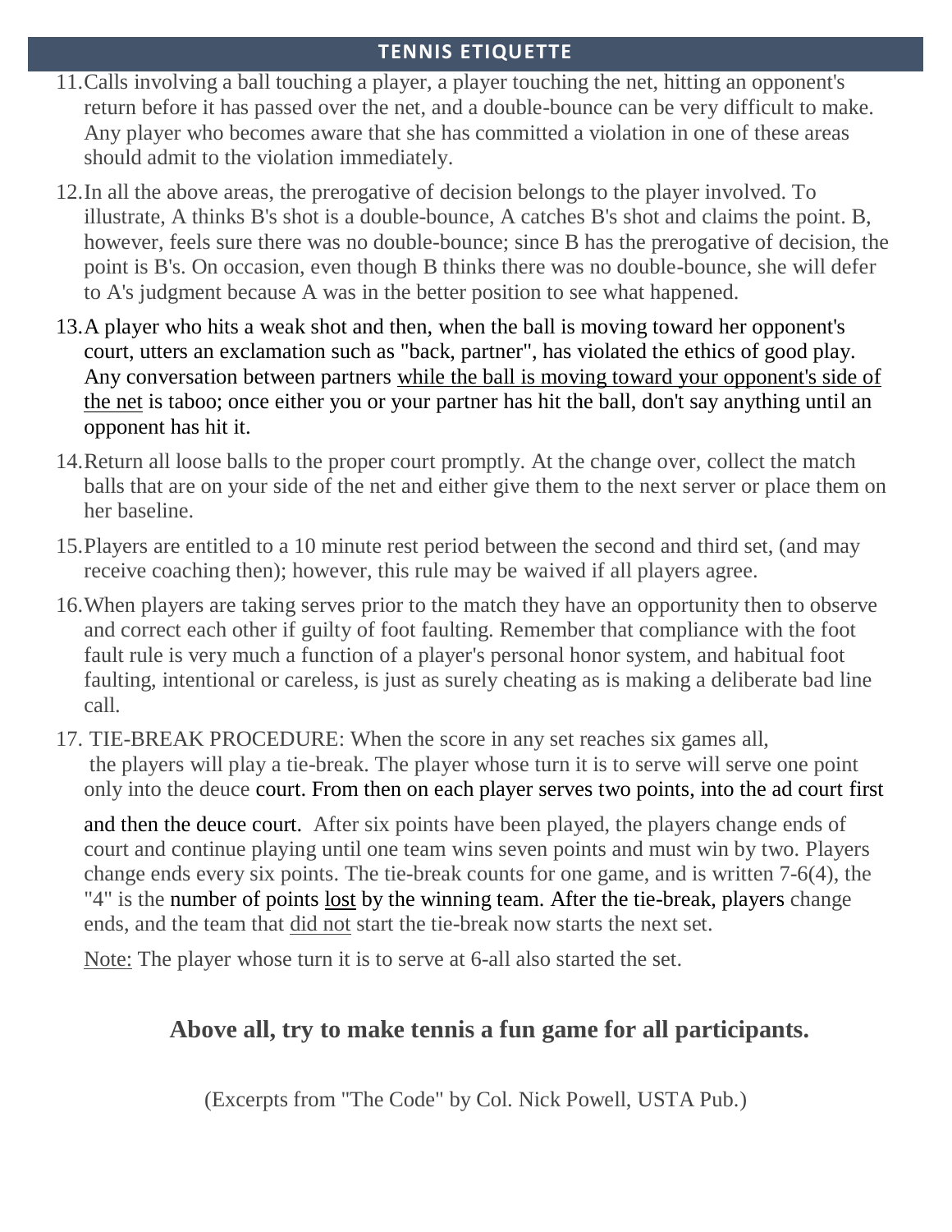## TENNIS ETIQUETTE

11. Calls involving a ball touching a player, a player touching the net, hitting an opponent's return before it has passed over the net, and a double-bounce can be very difficult to make. Any player who becomes aware that she has committed a violation in one of these areas should admit to the violation immediately.

12. In all the above areas, the prerogative of decision belongs to the player involved. To illustrate, A thinks B's shot is a double-bounce, A catches B's shot and claims the point. B, however, feels sure there was no double-bounce; since B has the prerogative of decision, the point is B's. On occasion, even though B thinks there was no double-bounce, she will defer to A's judgment because A was in the better position to see what happened.

13. A player who hits a weak shot and then, when the ball is moving toward her opponent's court, utters an exclamation such as "back, partner", has violated the ethics of good play. Any conversation between partners while the ball is moving toward your opponent's side of the net is taboo; once either you or your partner has hit the ball, don't say anything until an opponent has hit it.

14. Return all loose balls to the proper court promptly. At the change over, collect the match balls that are on your side of the net and either give them to the next server or place them on her baseline.

15. Players are entitled to a 10 minute rest period between the second and third set, (and may receive coaching then); however, this rule may be waived if all players agree.

16. When players are taking serves prior to the match they have an opportunity then to observe and correct each other if guilty of foot faulting. Remember that compliance with the foot fault rule is very much a function of a player's personal honor system, and habitual foot faulting, intentional or careless, is just as surely cheating as is making a deliberate bad line call.

17. TIE-BREAK PROCEDURE: When the score in any set reaches six games all, the players will play a tie-break. The player whose turn it is to serve will serve one point only into the deuce court. From then on each player serves two points, into the ad court first and then the deuce court. After six points have been played, the players change ends of court and continue playing until one team wins seven points and must win by two. Players change ends every six points. The tie-break counts for one game, and is written 7-6(4), the "4" is the number of points lost by the winning team. After the tie-break, players change ends, and the team that did not start the tie-break now starts the next set.

    Note: The player whose turn it is to serve at 6-all also started the set.

**Above all, try to make tennis a fun game for all participants.**

(Excerpts from "The Code" by Col. Nick Powell, USTA Pub.)